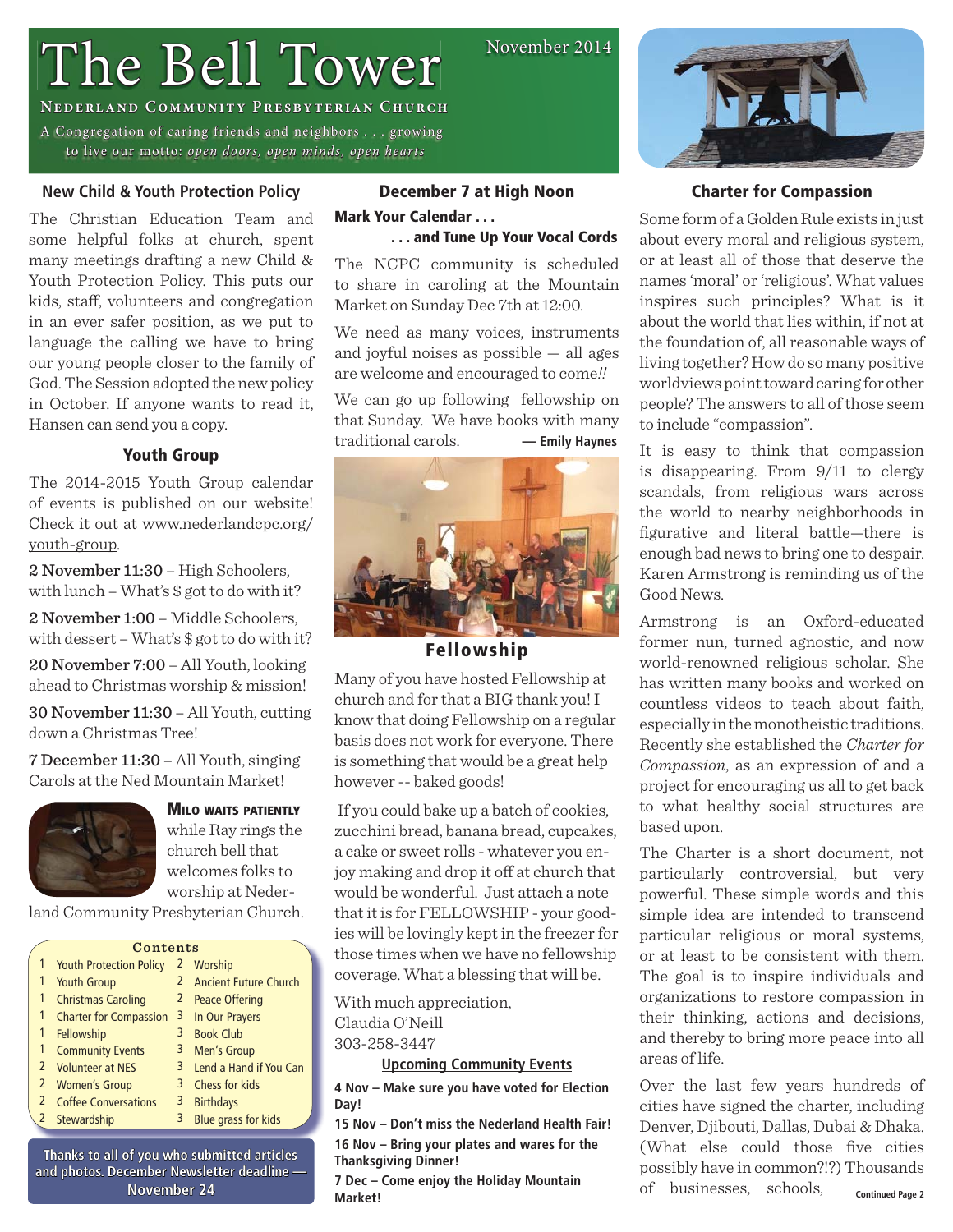# The Bell Tower

November 2014

**Nederland Community Presbyterian Church**

A Congregation of caring friends and neighbors . . . growing to live our motto: *open doors, open minds, open hearts*

## New Child & Youth Protection Policy

The Christian Education Team and some helpful folks at church, spent many meetings drafting a new Child & Youth Protection Policy. This puts our kids, staff, volunteers and congregation in an ever safer position, as we put to language the calling we have to bring our young people closer to the family of God. The Session adopted the new policy in October. If anyone wants to read it, Hansen can send you a copy.

## Youth Group

The 2014-2015 Youth Group calendar of events is published on our website! Check it out at www.nederlandcpc.org/youth-group.

**2 November 11:30** – High Schoolers, with lunch – What's $ got to do with it?

**2 November 1:00** – Middle Schoolers, with dessert – What's $ got to do with it?

**20 November 7:00** – All Youth, looking ahead to Christmas worship & mission!

**30 November 11:30** – All Youth, cutting down a Christmas Tree!

**7 December 11:30** – All Youth, singing Carols at the Ned Mountain Market!

**Milo waits patiently** while Ray rings the church bell that welcomes folks to worship at Nederland Community Presbyterian Church.

| Contents | | | |
|---|---|---|---|
| 1 | Youth Protection Policy | 2 | Worship |
| 1 | Youth Group | 2 | Ancient Future Church |
| 1 | Christmas Caroling | 2 | Peace Offering |
| 1 | Charter for Compassion | 3 | In Our Prayers |
| 1 | Fellowship | 3 | Book Club |
| 1 | Community Events | 3 | Men's Group |
| 2 | Volunteer at NES | 3 | Lend a Hand if You Can |
| 2 | Women's Group | 3 | Chess for kids |
| 2 | Coffee Conversations | 3 | Birthdays |
| 2 | Stewardship | 3 | Blue grass for kids |

Thanks to all of you who submitted articles and photos. December Newsletter deadline — November 24

## December 7 at High Noon

**Mark Your Calendar . . .**

**. . . and Tune Up Your Vocal Cords**

The NCPC community is scheduled to share in caroling at the Mountain Market on Sunday Dec 7th at 12:00.

We need as many voices, instruments and joyful noises as possible — all ages are welcome and encouraged to come!!

We can go up following fellowship on that Sunday. We have books with many traditional carols. **— Emily Haynes**

## Fellowship

Many of you have hosted Fellowship at church and for that a BIG thank you! I know that doing Fellowship on a regular basis does not work for everyone. There is something that would be a great help however -- baked goods!

If you could bake up a batch of cookies, zucchini bread, banana bread, cupcakes, a cake or sweet rolls - whatever you enjoy making and drop it off at church that would be wonderful. Just attach a note that it is for FELLOWSHIP - your goodies will be lovingly kept in the freezer for those times when we have no fellowship coverage. What a blessing that will be.

With much appreciation,
Claudia O'Neill
303-258-3447

### Upcoming Community Events

**4 Nov – Make sure you have voted for Election Day!**

**15 Nov – Don't miss the Nederland Health Fair!**

**16 Nov – Bring your plates and wares for the Thanksgiving Dinner!**

**7 Dec – Come enjoy the Holiday Mountain Market!**

## Charter for Compassion

Some form of a Golden Rule exists in just about every moral and religious system, or at least all of those that deserve the names 'moral' or 'religious'. What values inspires such principles? What is it about the world that lies within, if not at the foundation of, all reasonable ways of living together? How do so many positive worldviews point toward caring for other people? The answers to all of those seem to include "compassion".

It is easy to think that compassion is disappearing. From 9/11 to clergy scandals, from religious wars across the world to nearby neighborhoods in figurative and literal battle—there is enough bad news to bring one to despair. Karen Armstrong is reminding us of the Good News.

Armstrong is an Oxford-educated former nun, turned agnostic, and now world-renowned religious scholar. She has written many books and worked on countless videos to teach about faith, especially in the monotheistic traditions. Recently she established the *Charter for Compassion*, as an expression of and a project for encouraging us all to get back to what healthy social structures are based upon.

The Charter is a short document, not particularly controversial, but very powerful. These simple words and this simple idea are intended to transcend particular religious or moral systems, or at least to be consistent with them. The goal is to inspire individuals and organizations to restore compassion in their thinking, actions and decisions, and thereby to bring more peace into all areas of life.

Over the last few years hundreds of cities have signed the charter, including Denver, Djibouti, Dallas, Dubai & Dhaka. (What else could those five cities possibly have in common?!?) Thousands of businesses, schools, **Continued Page 2**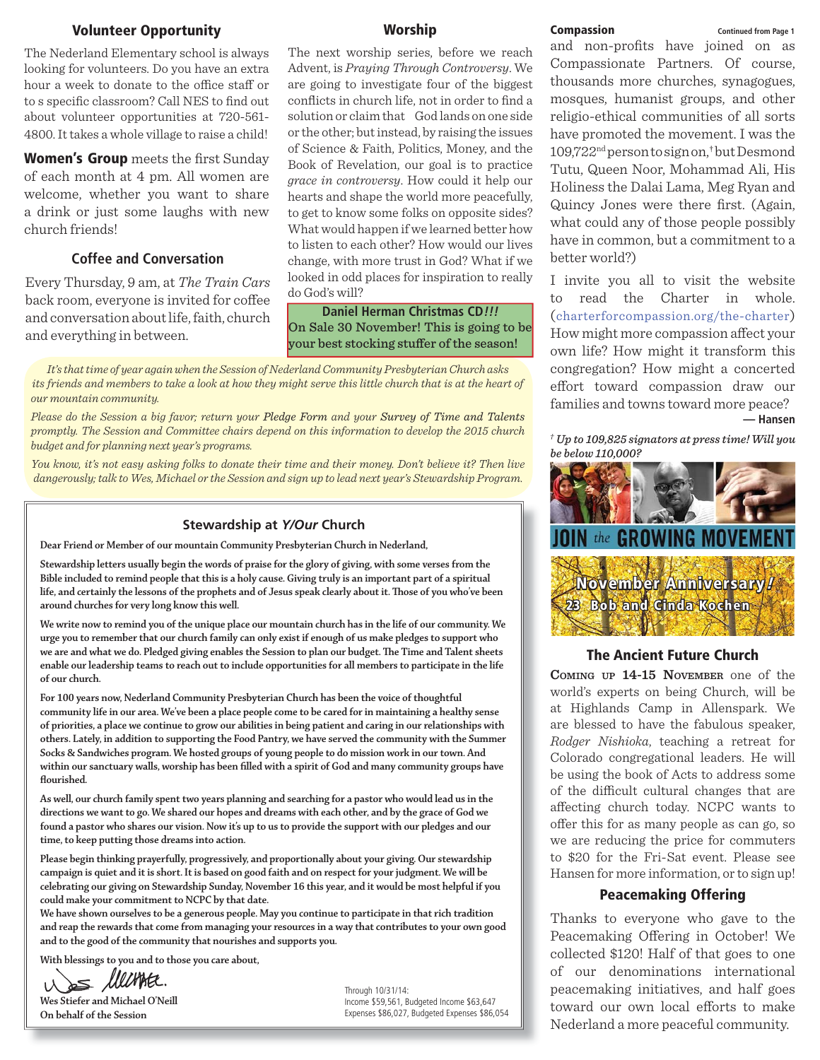## Volunteer Opportunity

The Nederland Elementary school is always looking for volunteers. Do you have an extra hour a week to donate to the office staff or to s specific classroom? Call NES to find out about volunteer opportunities at 720-561-4800. It takes a whole village to raise a child!

**Women's Group** meets the first Sunday of each month at 4 pm. All women are welcome, whether you want to share a drink or just some laughs with new church friends!

## Coffee and Conversation

Every Thursday, 9 am, at *The Train Cars* back room, everyone is invited for coffee and conversation about life, faith, church and everything in between.

## Worship

The next worship series, before we reach Advent, is *Praying Through Controversy*. We are going to investigate four of the biggest conflicts in church life, not in order to find a solution or claim that God lands on one side or the other; but instead, by raising the issues of Science & Faith, Politics, Money, and the Book of Revelation, our goal is to practice *grace in controversy*. How could it help our hearts and shape the world more peacefully, to get to know some folks on opposite sides? What would happen if we learned better how to listen to each other? How would our lives change, with more trust in God? What if we looked in odd places for inspiration to really do God's will?

**Daniel Herman Christmas CD*!!!***
On Sale 30 November! This is going to be your best stocking stuffer of the season!

*It's that time of year again when the Session of Nederland Community Presbyterian Church asks its friends and members to take a look at how they might serve this little church that is at the heart of our mountain community.*

*Please do the Session a big favor; return your* Pledge Form *and your* Survey of Time and Talents *promptly. The Session and Committee chairs depend on this information to develop the 2015 church budget and for planning next year's programs.*

*You know, it's not easy asking folks to donate their time and their money. Don't believe it? Then live dangerously; talk to Wes, Michael or the Session and sign up to lead next year's Stewardship Program.*

## Stewardship at *Y/Our* Church

Dear Friend or Member of our mountain Community Presbyterian Church in Nederland,

Stewardship letters usually begin the words of praise for the glory of giving, with some verses from the Bible included to remind people that this is a holy cause. Giving truly is an important part of a spiritual life, and certainly the lessons of the prophets and of Jesus speak clearly about it. Those of you who've been around churches for very long know this well.

We write now to remind you of the unique place our mountain church has in the life of our community. We urge you to remember that our church family can only exist if enough of us make pledges to support who we are and what we do. Pledged giving enables the Session to plan our budget. The Time and Talent sheets enable our leadership teams to reach out to include opportunities for all members to participate in the life of our church.

For 100 years now, Nederland Community Presbyterian Church has been the voice of thoughtful community life in our area. We've been a place people come to be cared for in maintaining a healthy sense of priorities, a place we continue to grow our abilities in being patient and caring in our relationships with others. Lately, in addition to supporting the Food Pantry, we have served the community with the Summer Socks & Sandwiches program. We hosted groups of young people to do mission work in our town. And within our sanctuary walls, worship has been filled with a spirit of God and many community groups have flourished.

As well, our church family spent two years planning and searching for a pastor who would lead us in the directions we want to go. We shared our hopes and dreams with each other, and by the grace of God we found a pastor who shares our vision. Now it's up to us to provide the support with our pledges and our time, to keep putting those dreams into action.

Please begin thinking prayerfully, progressively, and proportionally about your giving. Our stewardship campaign is quiet and it is short. It is based on good faith and on respect for your judgment. We will be celebrating our giving on Stewardship Sunday, November 16 this year, and it would be most helpful if you could make your commitment to NCPC by that date.

We have shown ourselves to be a generous people. May you continue to participate in that rich tradition and reap the rewards that come from managing your resources in a way that contributes to your own good and to the good of the community that nourishes and supports you.

With blessings to you and to those you care about,

Wes Stiefer and Michael O'Neill
On behalf of the Session

Through 10/31/14:
Income $59,561, Budgeted Income $63,647
Expenses $86,027, Budgeted Expenses $86,054

## Compassion

*Continued from Page 1*

and non-profits have joined on as Compassionate Partners. Of course, thousands more churches, synagogues, mosques, humanist groups, and other religio-ethical communities of all sorts have promoted the movement. I was the 109,722nd person to sign on,† but Desmond Tutu, Queen Noor, Mohammad Ali, His Holiness the Dalai Lama, Meg Ryan and Quincy Jones were there first. (Again, what could any of those people possibly have in common, but a commitment to a better world?)

I invite you all to visit the website to read the Charter in whole. (charterforcompassion.org/the-charter) How might more compassion affect your own life? How might it transform this congregation? How might a concerted effort toward compassion draw our families and towns toward more peace?

**— Hansen**

† *Up to 109,825 signators at press time! Will you be below 110,000?*

JOIN *the* GROWING MOVEMENT

**November Anniversary!**
**23 Bob and Cinda Kochen**

## The Ancient Future Church

**Coming up 14-15 November** one of the world's experts on being Church, will be at Highlands Camp in Allenspark. We are blessed to have the fabulous speaker, *Rodger Nishioka*, teaching a retreat for Colorado congregational leaders. He will be using the book of Acts to address some of the difficult cultural changes that are affecting church today. NCPC wants to offer this for as many people as can go, so we are reducing the price for commuters to $20 for the Fri-Sat event. Please see Hansen for more information, or to sign up!

## Peacemaking Offering

Thanks to everyone who gave to the Peacemaking Offering in October! We collected $120! Half of that goes to one of our denominations international peacemaking initiatives, and half goes toward our own local efforts to make Nederland a more peaceful community.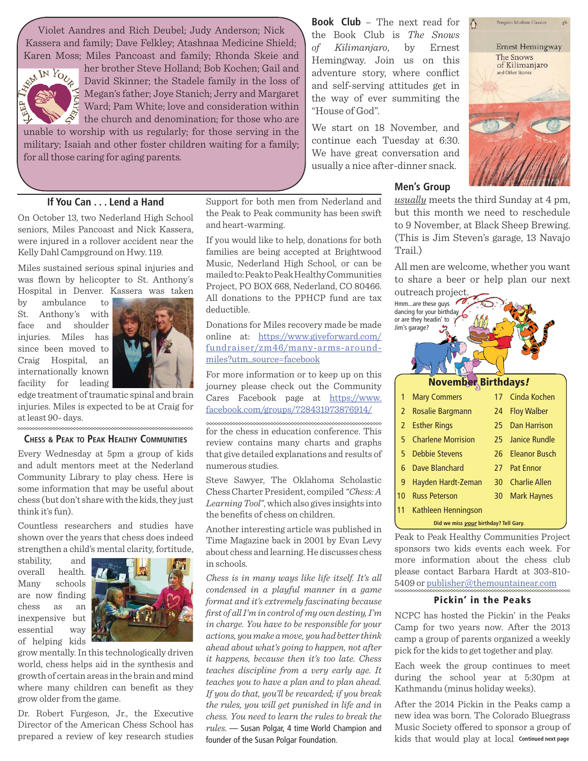Violet Aandres and Rich Deubel; Judy Anderson; Nick Kassera and family; Dave Felkley; Atashnaa Medicine Shield; Karen Moss; Miles Pancoast and family; Rhonda Skeie and her brother Steve Holland; Bob Kochen; Gail and David Skinner; the Stadele family in the loss of Megan's father; Joye Stanich; Jerry and Margaret Ward; Pam White; love and consideration within the church and denomination; for those who are unable to worship with us regularly; for those serving in the military; Isaiah and other foster children waiting for a family; for all those caring for aging parents.

**Book Club** – The next read for the Book Club is *The Snows of Kilimanjaro*, by Ernest Hemingway. Join us on this adventure story, where conflict and self-serving attitudes get in the way of ever summiting the "House of God".

We start on 18 November, and continue each Tuesday at 6:30. We have great conversation and usually a nice after-dinner snack.

## Men's Group

*usually* meets the third Sunday at 4 pm, but this month we need to reschedule to 9 November, at Black Sheep Brewing. (This is Jim Steven's garage, 13 Navajo Trail.)

All men are welcome, whether you want to share a beer or help plan our next outreach project.

Hmm...are these guys dancing for your birthday or are they headin' to Jim's garage?

## November Birthdays!

| | | | |
|---|---|---|---|
| 1 | Mary Commers | 17 | Cinda Kochen |
| 2 | Rosalie Bargmann | 24 | Floy Walber |
| 2 | Esther Rings | 25 | Dan Harrison |
| 5 | Charlene Morrision | 25 | Janice Rundle |
| 5 | Debbie Stevens | 26 | Eleanor Busch |
| 6 | Dave Blanchard | 27 | Pat Ennor |
| 9 | Hayden Hardt-Zeman | 30 | Charlie Allen |
| 10 | Russ Peterson | 30 | Mark Haynes |
| 11 | Kathleen Henningson | | |

Did we miss *your* birthday? Tell Gary.

## If You Can . . . Lend a Hand

On October 13, two Nederland High School seniors, Miles Pancoast and Nick Kassera, were injured in a rollover accident near the Kelly Dahl Campground on Hwy. 119.

Miles sustained serious spinal injuries and was flown by helicopter to St. Anthony's Hospital in Denver. Kassera was taken by ambulance to St. Anthony's with face and shoulder injuries. Miles has since been moved to Craig Hospital, an internationally known facility for leading edge treatment of traumatic spinal and brain injuries. Miles is expected to be at Craig for at least 90- days.

Support for both men from Nederland and the Peak to Peak community has been swift and heart-warming.

If you would like to help, donations for both families are being accepted at Brightwood Music, Nederland High School, or can be mailed to: Peak to Peak Healthy Communities Project, PO BOX 668, Nederland, CO 80466. All donations to the PPHCP fund are tax deductible.

Donations for Miles recovery made be made online at: https://www.giveforward.com/fundraiser/zm46/many-arms-around-miles?utm_source=facebook

For more information or to keep up on this journey please check out the Community Cares Facebook page at https://www.facebook.com/groups/728431973876914/

## Chess & Peak to Peak Healthy Communities

Every Wednesday at 5pm a group of kids and adult mentors meet at the Nederland Community Library to play chess. Here is some information that may be useful about chess (but don't share with the kids, they just think it's fun).

Countless researchers and studies have shown over the years that chess does indeed strengthen a child's mental clarity, fortitude, stability, and overall health. Many schools are now finding chess as an inexpensive but essential way of helping kids grow mentally. In this technologically driven world, chess helps aid in the synthesis and growth of certain areas in the brain and mind where many children can benefit as they grow older from the game.

Dr. Robert Furgeson, Jr., the Executive Director of the American Chess School has prepared a review of key research studies for the chess in education conference. This review contains many charts and graphs that give detailed explanations and results of numerous studies.

Steve Sawyer, The Oklahoma Scholastic Chess Charter President, compiled *"Chess: A Learning Tool"*, which also gives insights into the benefits of chess on children.

Another interesting article was published in Time Magazine back in 2001 by Evan Levy about chess and learning. He discusses chess in schools.

*Chess is in many ways like life itself. It's all condensed in a playful manner in a game format and it's extremely fascinating because first of all I'm in control of my own destiny, I'm in charge. You have to be responsible for your actions, you make a move, you had better think ahead about what's going to happen, not after it happens, because then it's too late. Chess teaches discipline from a very early age. It teaches you to have a plan and to plan ahead. If you do that, you'll be rewarded; if you break the rules, you will get punished in life and in chess. You need to learn the rules to break the rules.* — Susan Polgar, 4 time World Champion and founder of the Susan Polgar Foundation.

Peak to Peak Healthy Communities Project sponsors two kids events each week. For more information about the chess club please contact Barbara Hardt at 303-810-5409 or publisher@themountainear.com

## Pickin' in the Peaks

NCPC has hosted the Pickin' in the Peaks Camp for two years now. After the 2013 camp a group of parents organized a weekly pick for the kids to get together and play.

Each week the group continues to meet during the school year at 5:30pm at Kathmandu (minus holiday weeks).

After the 2014 Pickin in the Peaks camp a new idea was born. The Colorado Bluegrass Music Society offered to sponsor a group of kids that would play at local **Continued next page**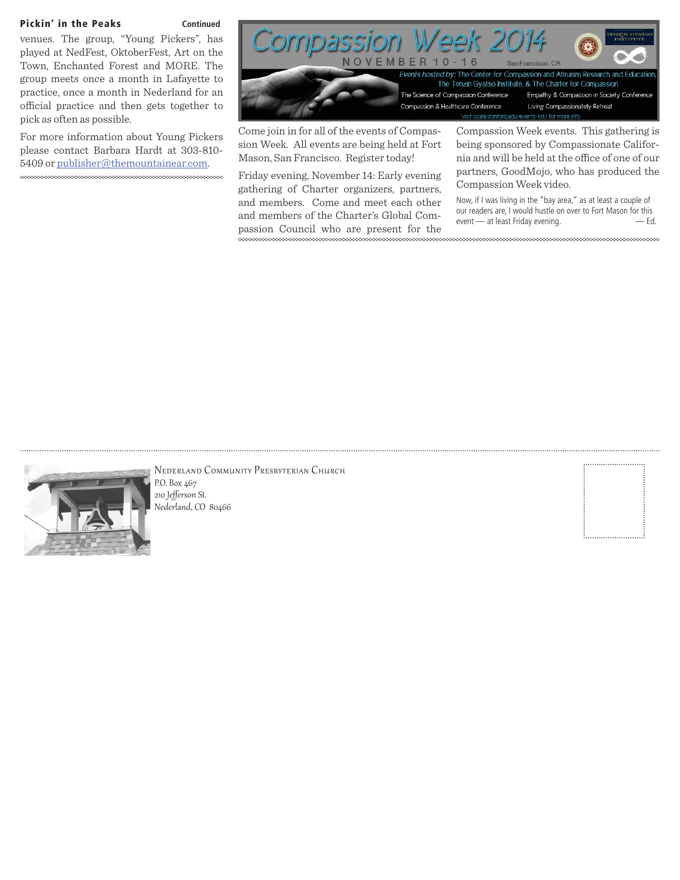**Pickin' in the Peaks** Continued

venues. The group, "Young Pickers", has played at NedFest, OktoberFest, Art on the Town, Enchanted Forest and MORE. The group meets once a month in Lafayette to practice, once a month in Nederland for an official practice and then gets together to pick as often as possible.

For more information about Young Pickers please contact Barbara Hardt at 303-810-5409 or publisher@themountainear.com.

# Compassion Week 2014

NOVEMBER 10-16

San Francisco, CA

*Events hosted by:* The Center for Compassion and Altruism Research and Education, The Tenzin Gyatso Institute, & The Charter for Compassion

The Science of Compassion Conference
Empathy & Compassion in Society Conference
Compassion & Healthcare Conference
Living Compassionately Retreat

visit ccare.stanford.edu/events-list/ for more info

Come join in for all of the events of Compassion Week. All events are being held at Fort Mason, San Francisco. Register today!

Friday evening, November 14: Early evening gathering of Charter organizers, partners, and members. Come and meet each other and members of the Charter's Global Compassion Council who are present for the Compassion Week events. This gathering is being sponsored by Compassionate California and will be held at the office of one of our partners, GoodMojo, who has produced the Compassion Week video.

Now, if I was living in the "bay area," as at least a couple of our readers are, I would hustle on over to Fort Mason for this event — at least Friday evening. — Ed.

Nederland Community Presbyterian Church
P.O. Box 467
210 Jefferson St.
Nederland, CO 80466